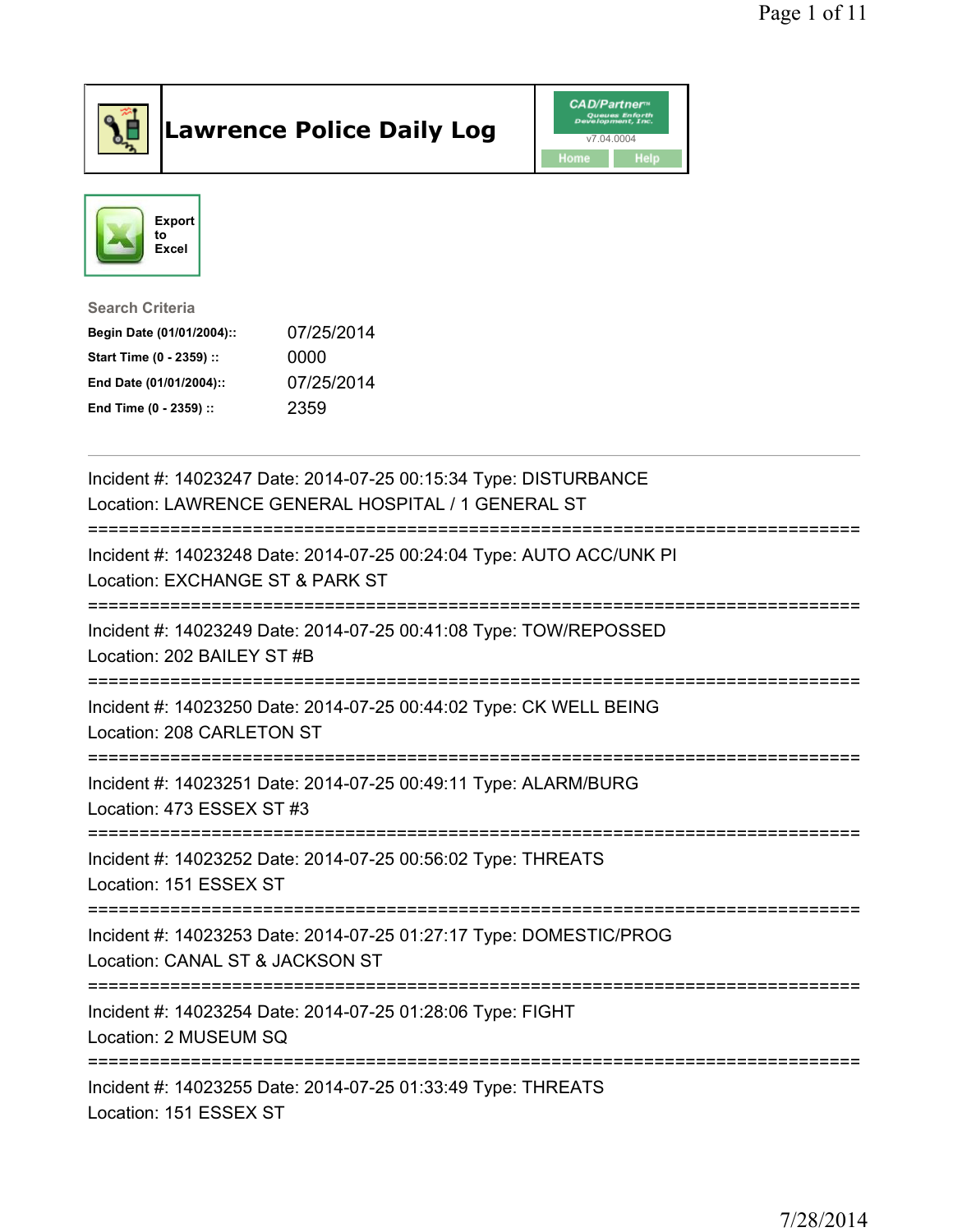# Lawrence Police Daily Log

CAD/Partner v7.04.0004

Home Help

Export to Excel

**Search Criteria**

| | |
|---|---|
| **Begin Date (01/01/2004)::** | 07/25/2014 |
| **Start Time (0 - 2359) ::** | 0000 |
| **End Date (01/01/2004)::** | 07/25/2014 |
| **End Time (0 - 2359) ::** | 2359 |

---

Incident #: 14023247 Date: 2014-07-25 00:15:34 Type: DISTURBANCE
Location: LAWRENCE GENERAL HOSPITAL / 1 GENERAL ST

===========================================================================

Incident #: 14023248 Date: 2014-07-25 00:24:04 Type: AUTO ACC/UNK PI
Location: EXCHANGE ST & PARK ST

===========================================================================

Incident #: 14023249 Date: 2014-07-25 00:41:08 Type: TOW/REPOSSED
Location: 202 BAILEY ST #B

===========================================================================

Incident #: 14023250 Date: 2014-07-25 00:44:02 Type: CK WELL BEING
Location: 208 CARLETON ST

===========================================================================

Incident #: 14023251 Date: 2014-07-25 00:49:11 Type: ALARM/BURG
Location: 473 ESSEX ST #3

===========================================================================

Incident #: 14023252 Date: 2014-07-25 00:56:02 Type: THREATS
Location: 151 ESSEX ST

===========================================================================

Incident #: 14023253 Date: 2014-07-25 01:27:17 Type: DOMESTIC/PROG
Location: CANAL ST & JACKSON ST

===========================================================================

Incident #: 14023254 Date: 2014-07-25 01:28:06 Type: FIGHT
Location: 2 MUSEUM SQ

===========================================================================

Incident #: 14023255 Date: 2014-07-25 01:33:49 Type: THREATS
Location: 151 ESSEX ST

7/28/2014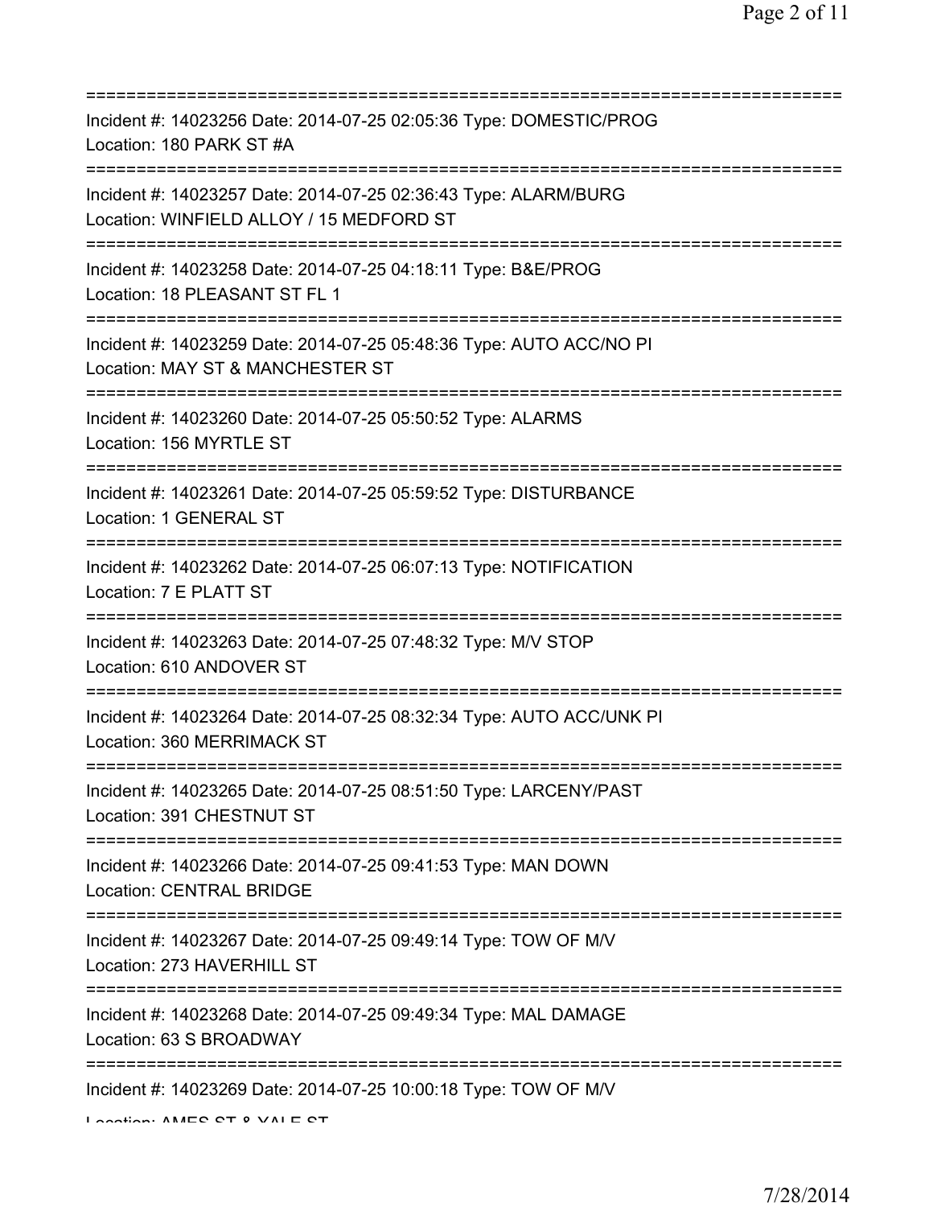===========================================================================
Incident #: 14023256 Date: 2014-07-25 02:05:36 Type: DOMESTIC/PROG
Location: 180 PARK ST #A
===========================================================================
Incident #: 14023257 Date: 2014-07-25 02:36:43 Type: ALARM/BURG
Location: WINFIELD ALLOY / 15 MEDFORD ST
===========================================================================
Incident #: 14023258 Date: 2014-07-25 04:18:11 Type: B&E/PROG
Location: 18 PLEASANT ST FL 1
===========================================================================
Incident #: 14023259 Date: 2014-07-25 05:48:36 Type: AUTO ACC/NO PI
Location: MAY ST & MANCHESTER ST
===========================================================================
Incident #: 14023260 Date: 2014-07-25 05:50:52 Type: ALARMS
Location: 156 MYRTLE ST
===========================================================================
Incident #: 14023261 Date: 2014-07-25 05:59:52 Type: DISTURBANCE
Location: 1 GENERAL ST
===========================================================================
Incident #: 14023262 Date: 2014-07-25 06:07:13 Type: NOTIFICATION
Location: 7 E PLATT ST
===========================================================================
Incident #: 14023263 Date: 2014-07-25 07:48:32 Type: M/V STOP
Location: 610 ANDOVER ST
===========================================================================
Incident #: 14023264 Date: 2014-07-25 08:32:34 Type: AUTO ACC/UNK PI
Location: 360 MERRIMACK ST
===========================================================================
Incident #: 14023265 Date: 2014-07-25 08:51:50 Type: LARCENY/PAST
Location: 391 CHESTNUT ST
===========================================================================
Incident #: 14023266 Date: 2014-07-25 09:41:53 Type: MAN DOWN
Location: CENTRAL BRIDGE
===========================================================================
Incident #: 14023267 Date: 2014-07-25 09:49:14 Type: TOW OF M/V
Location: 273 HAVERHILL ST
===========================================================================
Incident #: 14023268 Date: 2014-07-25 09:49:34 Type: MAL DAMAGE
Location: 63 S BROADWAY
===========================================================================
Incident #: 14023269 Date: 2014-07-25 10:00:18 Type: TOW OF M/V
Location: AMES ST & YALE ST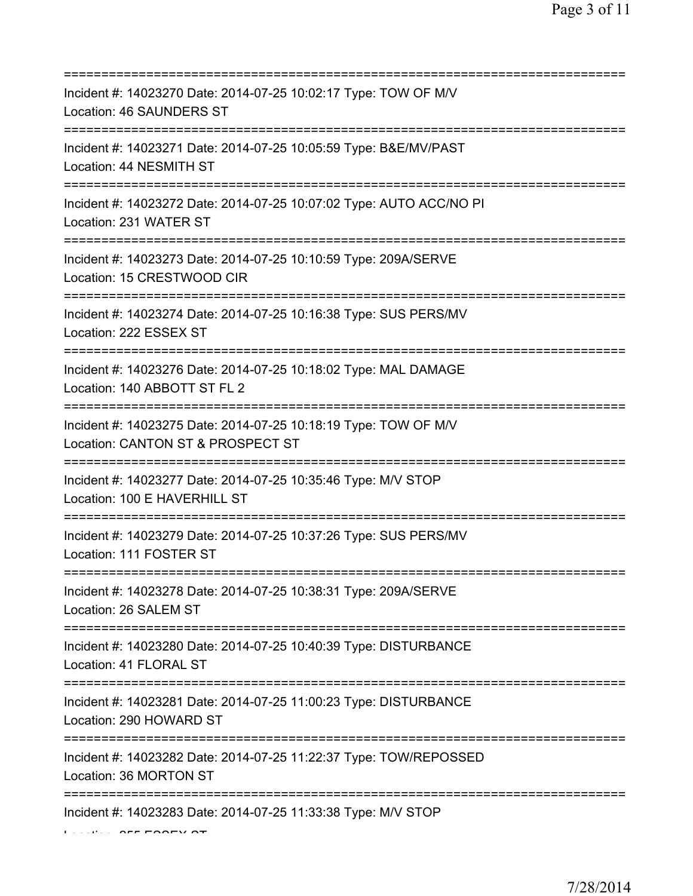==============================================================================
Incident #: 14023270 Date: 2014-07-25 10:02:17 Type: TOW OF M/V
Location: 46 SAUNDERS ST
==============================================================================
Incident #: 14023271 Date: 2014-07-25 10:05:59 Type: B&E/MV/PAST
Location: 44 NESMITH ST
==============================================================================
Incident #: 14023272 Date: 2014-07-25 10:07:02 Type: AUTO ACC/NO PI
Location: 231 WATER ST
==============================================================================
Incident #: 14023273 Date: 2014-07-25 10:10:59 Type: 209A/SERVE
Location: 15 CRESTWOOD CIR
==============================================================================
Incident #: 14023274 Date: 2014-07-25 10:16:38 Type: SUS PERS/MV
Location: 222 ESSEX ST
==============================================================================
Incident #: 14023276 Date: 2014-07-25 10:18:02 Type: MAL DAMAGE
Location: 140 ABBOTT ST FL 2
==============================================================================
Incident #: 14023275 Date: 2014-07-25 10:18:19 Type: TOW OF M/V
Location: CANTON ST & PROSPECT ST
==============================================================================
Incident #: 14023277 Date: 2014-07-25 10:35:46 Type: M/V STOP
Location: 100 E HAVERHILL ST
==============================================================================
Incident #: 14023279 Date: 2014-07-25 10:37:26 Type: SUS PERS/MV
Location: 111 FOSTER ST
==============================================================================
Incident #: 14023278 Date: 2014-07-25 10:38:31 Type: 209A/SERVE
Location: 26 SALEM ST
==============================================================================
Incident #: 14023280 Date: 2014-07-25 10:40:39 Type: DISTURBANCE
Location: 41 FLORAL ST
==============================================================================
Incident #: 14023281 Date: 2014-07-25 11:00:23 Type: DISTURBANCE
Location: 290 HOWARD ST
==============================================================================
Incident #: 14023282 Date: 2014-07-25 11:22:37 Type: TOW/REPOSSED
Location: 36 MORTON ST
==============================================================================
Incident #: 14023283 Date: 2014-07-25 11:33:38 Type: M/V STOP
Location: 255 ESSEX ST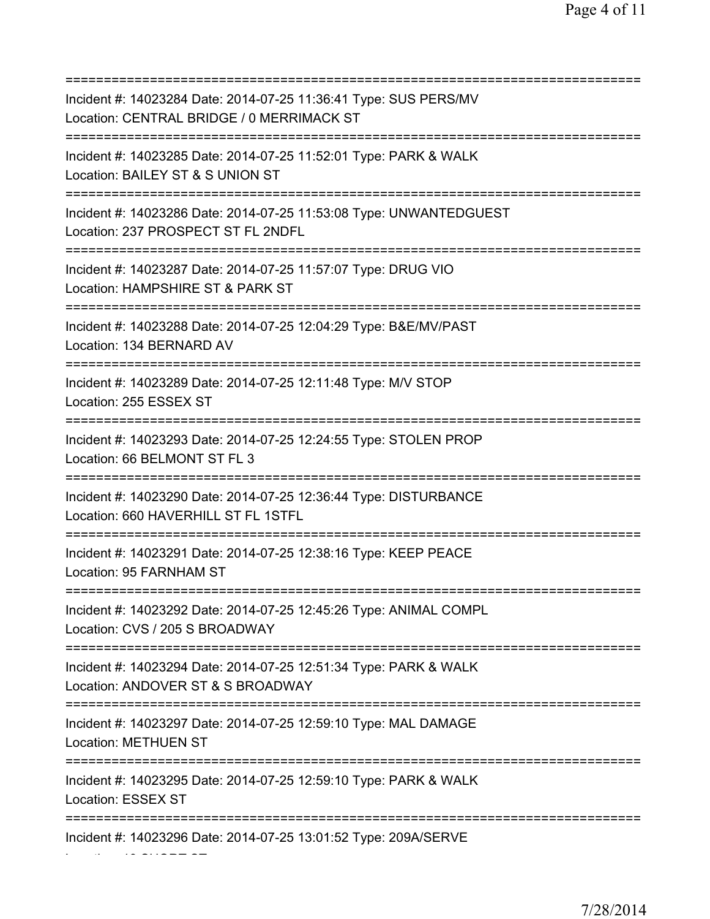==============================================================================

Incident #: 14023284 Date: 2014-07-25 11:36:41 Type: SUS PERS/MV
Location: CENTRAL BRIDGE / 0 MERRIMACK ST

==============================================================================

Incident #: 14023285 Date: 2014-07-25 11:52:01 Type: PARK & WALK
Location: BAILEY ST & S UNION ST

==============================================================================

Incident #: 14023286 Date: 2014-07-25 11:53:08 Type: UNWANTEDGUEST
Location: 237 PROSPECT ST FL 2NDFL

==============================================================================

Incident #: 14023287 Date: 2014-07-25 11:57:07 Type: DRUG VIO
Location: HAMPSHIRE ST & PARK ST

==============================================================================

Incident #: 14023288 Date: 2014-07-25 12:04:29 Type: B&E/MV/PAST
Location: 134 BERNARD AV

==============================================================================

Incident #: 14023289 Date: 2014-07-25 12:11:48 Type: M/V STOP
Location: 255 ESSEX ST

==============================================================================

Incident #: 14023293 Date: 2014-07-25 12:24:55 Type: STOLEN PROP
Location: 66 BELMONT ST FL 3

==============================================================================

Incident #: 14023290 Date: 2014-07-25 12:36:44 Type: DISTURBANCE
Location: 660 HAVERHILL ST FL 1STFL

==============================================================================

Incident #: 14023291 Date: 2014-07-25 12:38:16 Type: KEEP PEACE
Location: 95 FARNHAM ST

==============================================================================

Incident #: 14023292 Date: 2014-07-25 12:45:26 Type: ANIMAL COMPL
Location: CVS / 205 S BROADWAY

==============================================================================

Incident #: 14023294 Date: 2014-07-25 12:51:34 Type: PARK & WALK
Location: ANDOVER ST & S BROADWAY

==============================================================================

Incident #: 14023297 Date: 2014-07-25 12:59:10 Type: MAL DAMAGE
Location: METHUEN ST

==============================================================================

Incident #: 14023295 Date: 2014-07-25 12:59:10 Type: PARK & WALK
Location: ESSEX ST

==============================================================================

Incident #: 14023296 Date: 2014-07-25 13:01:52 Type: 209A/SERVE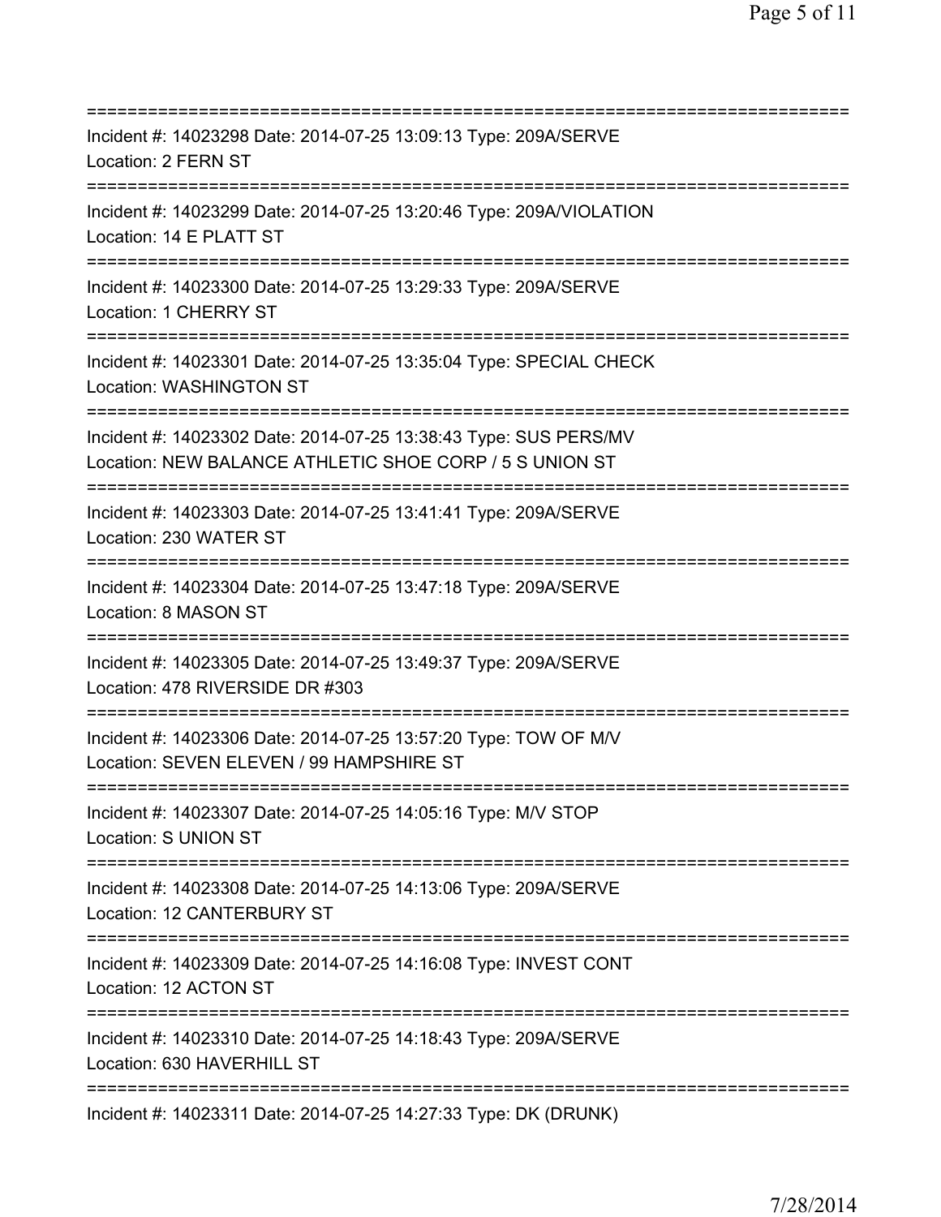===========================================================================
Incident #: 14023298 Date: 2014-07-25 13:09:13 Type: 209A/SERVE
Location: 2 FERN ST
===========================================================================
Incident #: 14023299 Date: 2014-07-25 13:20:46 Type: 209A/VIOLATION
Location: 14 E PLATT ST
===========================================================================
Incident #: 14023300 Date: 2014-07-25 13:29:33 Type: 209A/SERVE
Location: 1 CHERRY ST
===========================================================================
Incident #: 14023301 Date: 2014-07-25 13:35:04 Type: SPECIAL CHECK
Location: WASHINGTON ST
===========================================================================
Incident #: 14023302 Date: 2014-07-25 13:38:43 Type: SUS PERS/MV
Location: NEW BALANCE ATHLETIC SHOE CORP / 5 S UNION ST
===========================================================================
Incident #: 14023303 Date: 2014-07-25 13:41:41 Type: 209A/SERVE
Location: 230 WATER ST
===========================================================================
Incident #: 14023304 Date: 2014-07-25 13:47:18 Type: 209A/SERVE
Location: 8 MASON ST
===========================================================================
Incident #: 14023305 Date: 2014-07-25 13:49:37 Type: 209A/SERVE
Location: 478 RIVERSIDE DR #303
===========================================================================
Incident #: 14023306 Date: 2014-07-25 13:57:20 Type: TOW OF M/V
Location: SEVEN ELEVEN / 99 HAMPSHIRE ST
===========================================================================
Incident #: 14023307 Date: 2014-07-25 14:05:16 Type: M/V STOP
Location: S UNION ST
===========================================================================
Incident #: 14023308 Date: 2014-07-25 14:13:06 Type: 209A/SERVE
Location: 12 CANTERBURY ST
===========================================================================
Incident #: 14023309 Date: 2014-07-25 14:16:08 Type: INVEST CONT
Location: 12 ACTON ST
===========================================================================
Incident #: 14023310 Date: 2014-07-25 14:18:43 Type: 209A/SERVE
Location: 630 HAVERHILL ST
===========================================================================
Incident #: 14023311 Date: 2014-07-25 14:27:33 Type: DK (DRUNK)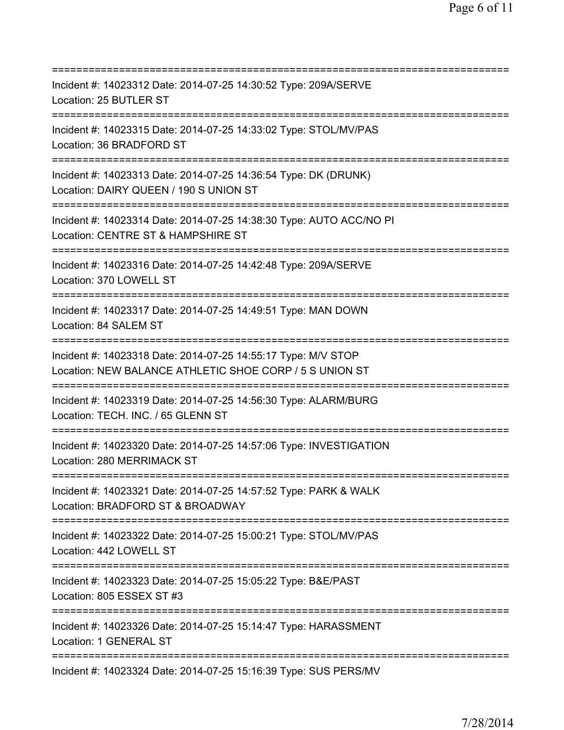===========================================================================
Incident #: 14023312 Date: 2014-07-25 14:30:52 Type: 209A/SERVE
Location: 25 BUTLER ST
===========================================================================
Incident #: 14023315 Date: 2014-07-25 14:33:02 Type: STOL/MV/PAS
Location: 36 BRADFORD ST
===========================================================================
Incident #: 14023313 Date: 2014-07-25 14:36:54 Type: DK (DRUNK)
Location: DAIRY QUEEN / 190 S UNION ST
===========================================================================
Incident #: 14023314 Date: 2014-07-25 14:38:30 Type: AUTO ACC/NO PI
Location: CENTRE ST & HAMPSHIRE ST
===========================================================================
Incident #: 14023316 Date: 2014-07-25 14:42:48 Type: 209A/SERVE
Location: 370 LOWELL ST
===========================================================================
Incident #: 14023317 Date: 2014-07-25 14:49:51 Type: MAN DOWN
Location: 84 SALEM ST
===========================================================================
Incident #: 14023318 Date: 2014-07-25 14:55:17 Type: M/V STOP
Location: NEW BALANCE ATHLETIC SHOE CORP / 5 S UNION ST
===========================================================================
Incident #: 14023319 Date: 2014-07-25 14:56:30 Type: ALARM/BURG
Location: TECH. INC. / 65 GLENN ST
===========================================================================
Incident #: 14023320 Date: 2014-07-25 14:57:06 Type: INVESTIGATION
Location: 280 MERRIMACK ST
===========================================================================
Incident #: 14023321 Date: 2014-07-25 14:57:52 Type: PARK & WALK
Location: BRADFORD ST & BROADWAY
===========================================================================
Incident #: 14023322 Date: 2014-07-25 15:00:21 Type: STOL/MV/PAS
Location: 442 LOWELL ST
===========================================================================
Incident #: 14023323 Date: 2014-07-25 15:05:22 Type: B&E/PAST
Location: 805 ESSEX ST #3
===========================================================================
Incident #: 14023326 Date: 2014-07-25 15:14:47 Type: HARASSMENT
Location: 1 GENERAL ST
===========================================================================
Incident #: 14023324 Date: 2014-07-25 15:16:39 Type: SUS PERS/MV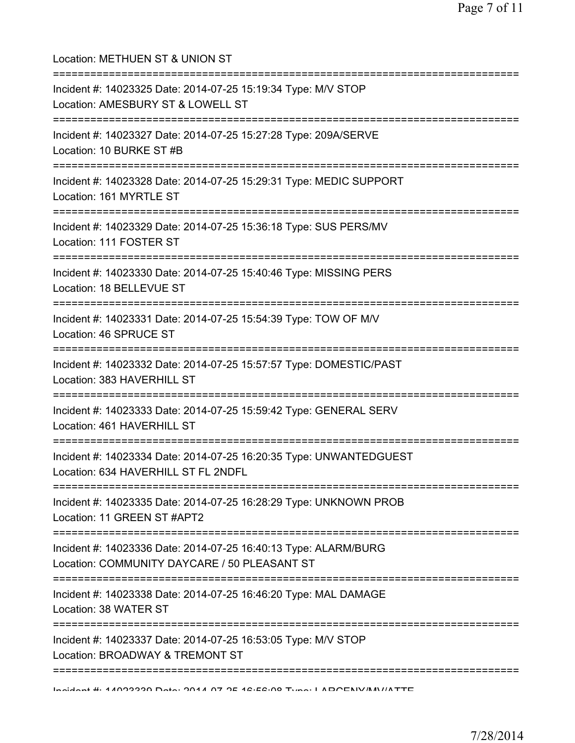Location: METHUEN ST & UNION ST

===========================================================================

Incident #: 14023325 Date: 2014-07-25 15:19:34 Type: M/V STOP
Location: AMESBURY ST & LOWELL ST

===========================================================================

Incident #: 14023327 Date: 2014-07-25 15:27:28 Type: 209A/SERVE
Location: 10 BURKE ST #B

===========================================================================

Incident #: 14023328 Date: 2014-07-25 15:29:31 Type: MEDIC SUPPORT
Location: 161 MYRTLE ST

===========================================================================

Incident #: 14023329 Date: 2014-07-25 15:36:18 Type: SUS PERS/MV
Location: 111 FOSTER ST

===========================================================================

Incident #: 14023330 Date: 2014-07-25 15:40:46 Type: MISSING PERS
Location: 18 BELLEVUE ST

===========================================================================

Incident #: 14023331 Date: 2014-07-25 15:54:39 Type: TOW OF M/V
Location: 46 SPRUCE ST

===========================================================================

Incident #: 14023332 Date: 2014-07-25 15:57:57 Type: DOMESTIC/PAST
Location: 383 HAVERHILL ST

===========================================================================

Incident #: 14023333 Date: 2014-07-25 15:59:42 Type: GENERAL SERV
Location: 461 HAVERHILL ST

===========================================================================

Incident #: 14023334 Date: 2014-07-25 16:20:35 Type: UNWANTEDGUEST
Location: 634 HAVERHILL ST FL 2NDFL

===========================================================================

Incident #: 14023335 Date: 2014-07-25 16:28:29 Type: UNKNOWN PROB
Location: 11 GREEN ST #APT2

===========================================================================

Incident #: 14023336 Date: 2014-07-25 16:40:13 Type: ALARM/BURG
Location: COMMUNITY DAYCARE / 50 PLEASANT ST

===========================================================================

Incident #: 14023338 Date: 2014-07-25 16:46:20 Type: MAL DAMAGE
Location: 38 WATER ST

===========================================================================

Incident #: 14023337 Date: 2014-07-25 16:53:05 Type: M/V STOP
Location: BROADWAY & TREMONT ST

===========================================================================

Incident #: 14023339 Date: 2014-07-25 16:56:08 Type: LARCENY/MV/ATTE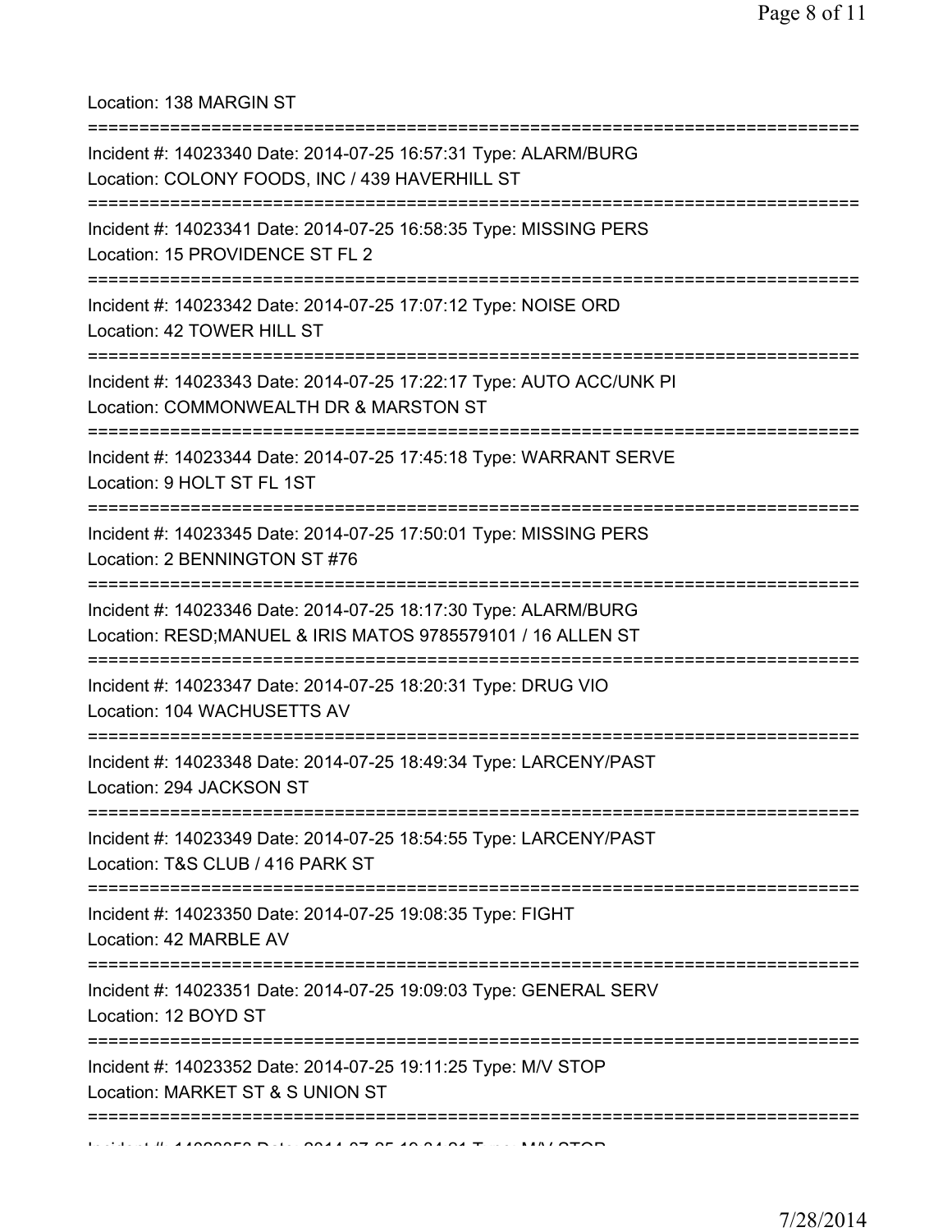Location: 138 MARGIN ST

===========================================================================

Incident #: 14023340 Date: 2014-07-25 16:57:31 Type: ALARM/BURG
Location: COLONY FOODS, INC / 439 HAVERHILL ST

===========================================================================

Incident #: 14023341 Date: 2014-07-25 16:58:35 Type: MISSING PERS
Location: 15 PROVIDENCE ST FL 2

===========================================================================

Incident #: 14023342 Date: 2014-07-25 17:07:12 Type: NOISE ORD
Location: 42 TOWER HILL ST

===========================================================================

Incident #: 14023343 Date: 2014-07-25 17:22:17 Type: AUTO ACC/UNK PI
Location: COMMONWEALTH DR & MARSTON ST

===========================================================================

Incident #: 14023344 Date: 2014-07-25 17:45:18 Type: WARRANT SERVE
Location: 9 HOLT ST FL 1ST

===========================================================================

Incident #: 14023345 Date: 2014-07-25 17:50:01 Type: MISSING PERS
Location: 2 BENNINGTON ST #76

===========================================================================

Incident #: 14023346 Date: 2014-07-25 18:17:30 Type: ALARM/BURG
Location: RESD;MANUEL & IRIS MATOS 9785579101 / 16 ALLEN ST

===========================================================================

Incident #: 14023347 Date: 2014-07-25 18:20:31 Type: DRUG VIO
Location: 104 WACHUSETTS AV

===========================================================================

Incident #: 14023348 Date: 2014-07-25 18:49:34 Type: LARCENY/PAST
Location: 294 JACKSON ST

===========================================================================

Incident #: 14023349 Date: 2014-07-25 18:54:55 Type: LARCENY/PAST
Location: T&S CLUB / 416 PARK ST

===========================================================================

Incident #: 14023350 Date: 2014-07-25 19:08:35 Type: FIGHT
Location: 42 MARBLE AV

===========================================================================

Incident #: 14023351 Date: 2014-07-25 19:09:03 Type: GENERAL SERV
Location: 12 BOYD ST

===========================================================================

Incident #: 14023352 Date: 2014-07-25 19:11:25 Type: M/V STOP
Location: MARKET ST & S UNION ST

===========================================================================

Incident #: 14023353 Date: 2014-07-25 19:24:21 Type: M/V STOP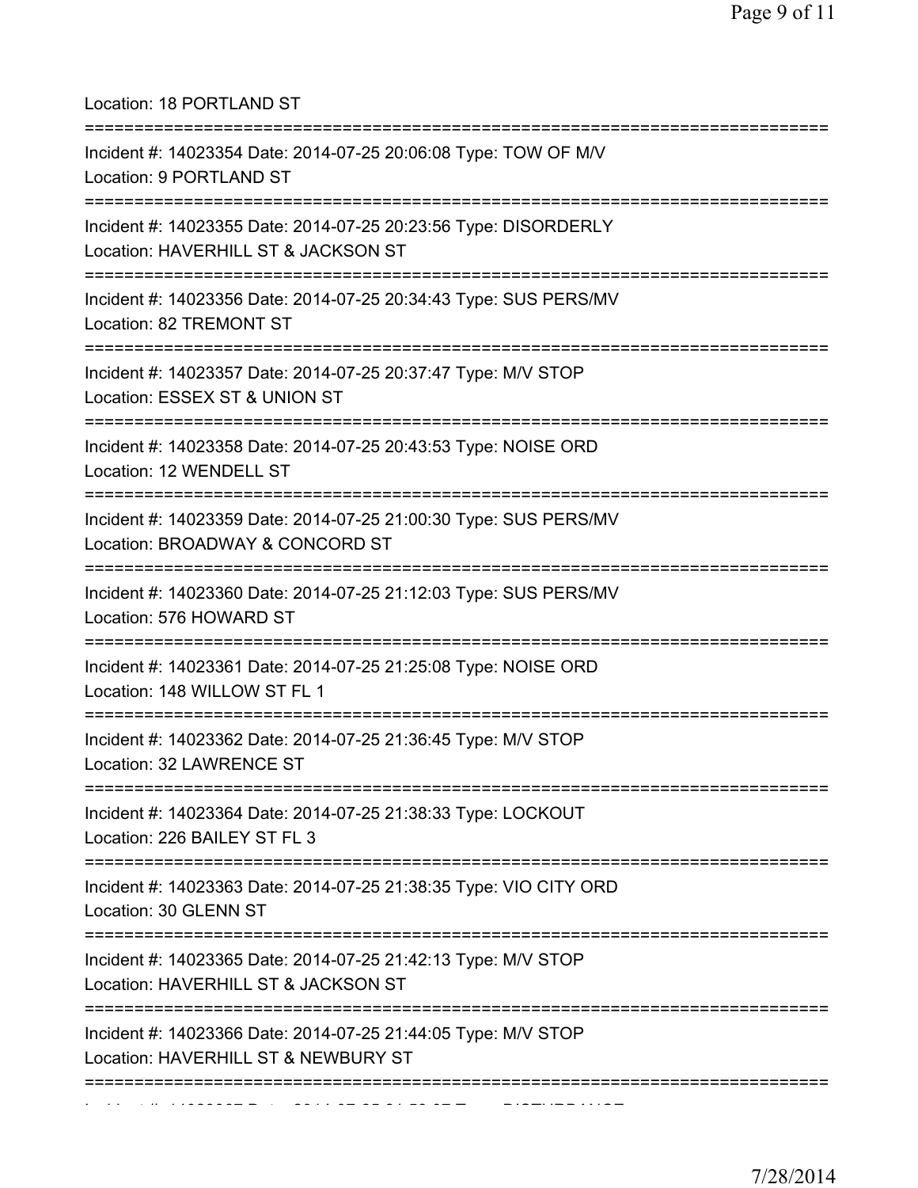Location: 18 PORTLAND ST

===========================================================================

Incident #: 14023354 Date: 2014-07-25 20:06:08 Type: TOW OF M/V
Location: 9 PORTLAND ST

===========================================================================

Incident #: 14023355 Date: 2014-07-25 20:23:56 Type: DISORDERLY
Location: HAVERHILL ST & JACKSON ST

===========================================================================

Incident #: 14023356 Date: 2014-07-25 20:34:43 Type: SUS PERS/MV
Location: 82 TREMONT ST

===========================================================================

Incident #: 14023357 Date: 2014-07-25 20:37:47 Type: M/V STOP
Location: ESSEX ST & UNION ST

===========================================================================

Incident #: 14023358 Date: 2014-07-25 20:43:53 Type: NOISE ORD
Location: 12 WENDELL ST

===========================================================================

Incident #: 14023359 Date: 2014-07-25 21:00:30 Type: SUS PERS/MV
Location: BROADWAY & CONCORD ST

===========================================================================

Incident #: 14023360 Date: 2014-07-25 21:12:03 Type: SUS PERS/MV
Location: 576 HOWARD ST

===========================================================================

Incident #: 14023361 Date: 2014-07-25 21:25:08 Type: NOISE ORD
Location: 148 WILLOW ST FL 1

===========================================================================

Incident #: 14023362 Date: 2014-07-25 21:36:45 Type: M/V STOP
Location: 32 LAWRENCE ST

===========================================================================

Incident #: 14023364 Date: 2014-07-25 21:38:33 Type: LOCKOUT
Location: 226 BAILEY ST FL 3

===========================================================================

Incident #: 14023363 Date: 2014-07-25 21:38:35 Type: VIO CITY ORD
Location: 30 GLENN ST

===========================================================================

Incident #: 14023365 Date: 2014-07-25 21:42:13 Type: M/V STOP
Location: HAVERHILL ST & JACKSON ST

===========================================================================

Incident #: 14023366 Date: 2014-07-25 21:44:05 Type: M/V STOP
Location: HAVERHILL ST & NEWBURY ST

===========================================================================

Incident #: 14023367 Date: 2014-07-25 21:50:37 Type: DISTURBANCE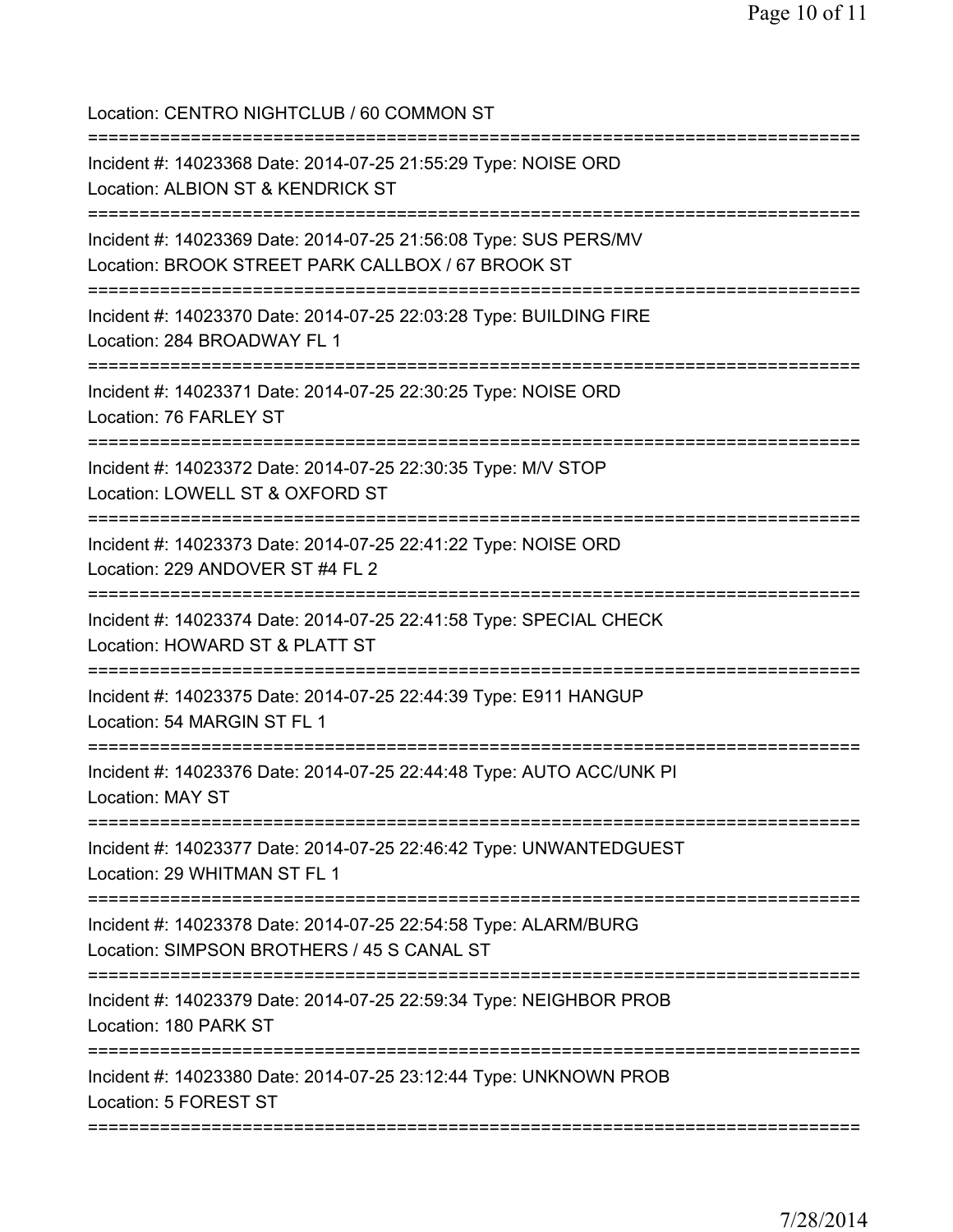Location: CENTRO NIGHTCLUB / 60 COMMON ST

===========================================================================

Incident #: 14023368 Date: 2014-07-25 21:55:29 Type: NOISE ORD
Location: ALBION ST & KENDRICK ST

===========================================================================

Incident #: 14023369 Date: 2014-07-25 21:56:08 Type: SUS PERS/MV
Location: BROOK STREET PARK CALLBOX / 67 BROOK ST

===========================================================================

Incident #: 14023370 Date: 2014-07-25 22:03:28 Type: BUILDING FIRE
Location: 284 BROADWAY FL 1

===========================================================================

Incident #: 14023371 Date: 2014-07-25 22:30:25 Type: NOISE ORD
Location: 76 FARLEY ST

===========================================================================

Incident #: 14023372 Date: 2014-07-25 22:30:35 Type: M/V STOP
Location: LOWELL ST & OXFORD ST

===========================================================================

Incident #: 14023373 Date: 2014-07-25 22:41:22 Type: NOISE ORD
Location: 229 ANDOVER ST #4 FL 2

===========================================================================

Incident #: 14023374 Date: 2014-07-25 22:41:58 Type: SPECIAL CHECK
Location: HOWARD ST & PLATT ST

===========================================================================

Incident #: 14023375 Date: 2014-07-25 22:44:39 Type: E911 HANGUP
Location: 54 MARGIN ST FL 1

===========================================================================

Incident #: 14023376 Date: 2014-07-25 22:44:48 Type: AUTO ACC/UNK PI
Location: MAY ST

===========================================================================

Incident #: 14023377 Date: 2014-07-25 22:46:42 Type: UNWANTEDGUEST
Location: 29 WHITMAN ST FL 1

===========================================================================

Incident #: 14023378 Date: 2014-07-25 22:54:58 Type: ALARM/BURG
Location: SIMPSON BROTHERS / 45 S CANAL ST

===========================================================================

Incident #: 14023379 Date: 2014-07-25 22:59:34 Type: NEIGHBOR PROB
Location: 180 PARK ST

===========================================================================

Incident #: 14023380 Date: 2014-07-25 23:12:44 Type: UNKNOWN PROB
Location: 5 FOREST ST

===========================================================================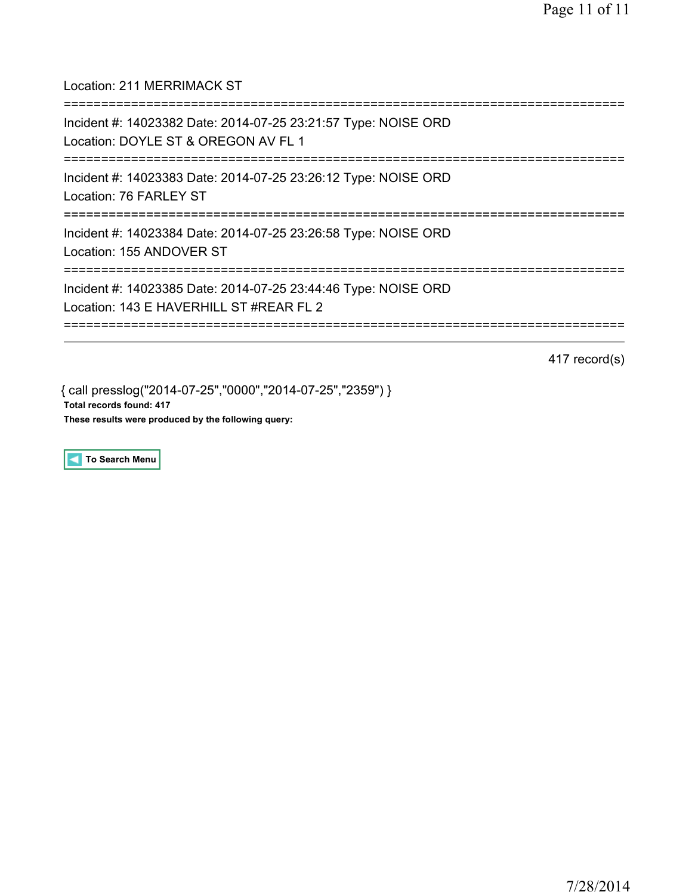Location: 211 MERRIMACK ST

===========================================================================

Incident #: 14023382 Date: 2014-07-25 23:21:57 Type: NOISE ORD
Location: DOYLE ST & OREGON AV FL 1

===========================================================================

Incident #: 14023383 Date: 2014-07-25 23:26:12 Type: NOISE ORD
Location: 76 FARLEY ST

===========================================================================

Incident #: 14023384 Date: 2014-07-25 23:26:58 Type: NOISE ORD
Location: 155 ANDOVER ST

===========================================================================

Incident #: 14023385 Date: 2014-07-25 23:44:46 Type: NOISE ORD
Location: 143 E HAVERHILL ST #REAR FL 2

===========================================================================

417 record(s)

{ call presslog("2014-07-25","0000","2014-07-25","2359") }

**Total records found: 417**

**These results were produced by the following query:**

**To Search Menu**